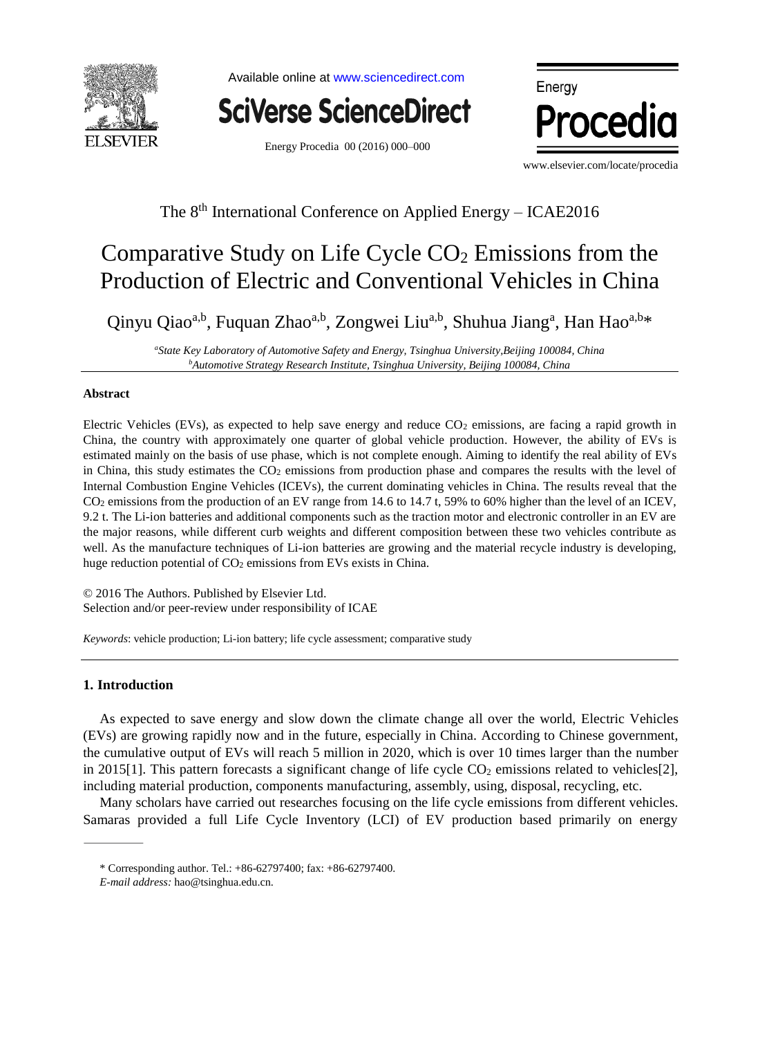# Comparative Study on Life Cycle $CO_2$ Emissions from the Production of Electric and Conventional Vehicles in China

Qinyu Qiao[a,b], Fuquan Zhao[a,b], Zongwei Liu[a,b], Shuhua Jiang[a], Han Hao[a,b]*

[a]*State Key Laboratory of Automotive Safety and Energy, Tsinghua University, Beijing 100084, China*
[b]*Automotive Strategy Research Institute, Tsinghua University, Beijing 100084, China*

## Abstract

Electric Vehicles (EVs), as expected to help save energy and reduce $CO_2$ emissions, are facing a rapid growth in China, the country with approximately one quarter of global vehicle production. However, the ability of EVs is estimated mainly on the basis of use phase, which is not complete enough. Aiming to identify the real ability of EVs in China, this study estimates the $CO_2$ emissions from production phase and compares the results with the level of Internal Combustion Engine Vehicles (ICEVs), the current dominating vehicles in China. The results reveal that the $CO_2$ emissions from the production of an EV range from 14.6 to 14.7 t, 59% to 60% higher than the level of an ICEV, 9.2 t. The Li-ion batteries and additional components such as the traction motor and electronic controller in an EV are the major reasons, while different curb weights and different composition between these two vehicles contribute as well. As the manufacture techniques of Li-ion batteries are growing and the material recycle industry is developing, huge reduction potential of $CO_2$ emissions from EVs exists in China.

© 2016 The Authors. Published by Elsevier Ltd.
Selection and/or peer-review under responsibility of ICAE

*Keywords*: vehicle production; Li-ion battery; life cycle assessment; comparative study

## 1. Introduction

As expected to save energy and slow down the climate change all over the world, Electric Vehicles (EVs) are growing rapidly now and in the future, especially in China. According to Chinese government, the cumulative output of EVs will reach 5 million in 2020, which is over 10 times larger than the number in 2015[1]. This pattern forecasts a significant change of life cycle $CO_2$ emissions related to vehicles[2], including material production, components manufacturing, assembly, using, disposal, recycling, etc.

Many scholars have carried out researches focusing on the life cycle emissions from different vehicles. Samaras provided a full Life Cycle Inventory (LCI) of EV production based primarily on energy

\* Corresponding author. Tel.: +86-62797400; fax: +86-62797400.
*E-mail address:* hao@tsinghua.edu.cn.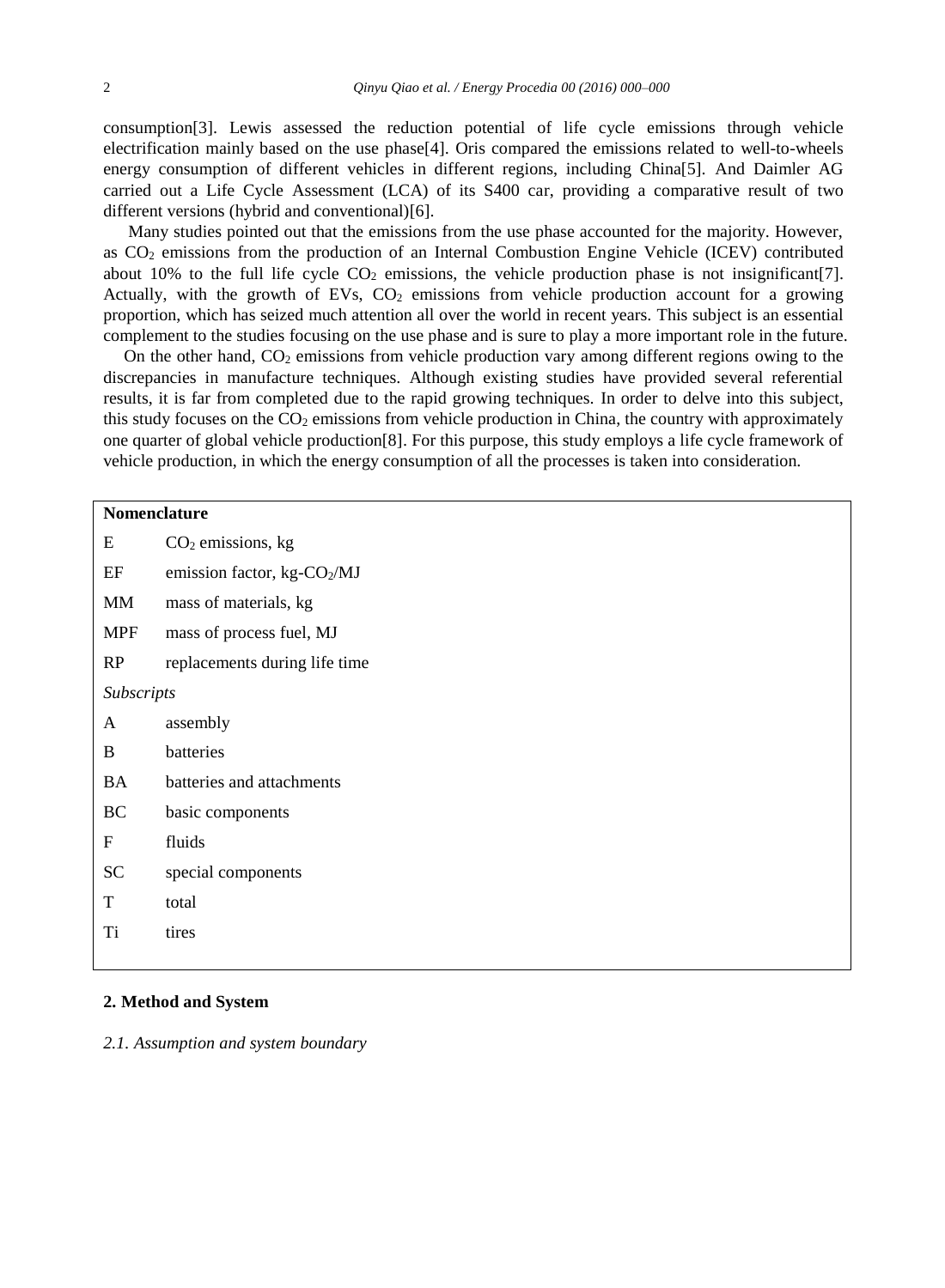consumption[3]. Lewis assessed the reduction potential of life cycle emissions through vehicle electrification mainly based on the use phase[4]. Oris compared the emissions related to well-to-wheels energy consumption of different vehicles in different regions, including China[5]. And Daimler AG carried out a Life Cycle Assessment (LCA) of its S400 car, providing a comparative result of two different versions (hybrid and conventional)[6].

Many studies pointed out that the emissions from the use phase accounted for the majority. However, as $CO_2$ emissions from the production of an Internal Combustion Engine Vehicle (ICEV) contributed about 10% to the full life cycle $CO_2$ emissions, the vehicle production phase is not insignificant[7]. Actually, with the growth of EVs, $CO_2$ emissions from vehicle production account for a growing proportion, which has seized much attention all over the world in recent years. This subject is an essential complement to the studies focusing on the use phase and is sure to play a more important role in the future.

On the other hand, $CO_2$ emissions from vehicle production vary among different regions owing to the discrepancies in manufacture techniques. Although existing studies have provided several referential results, it is far from completed due to the rapid growing techniques. In order to delve into this subject, this study focuses on the $CO_2$ emissions from vehicle production in China, the country with approximately one quarter of global vehicle production[8]. For this purpose, this study employs a life cycle framework of vehicle production, in which the energy consumption of all the processes is taken into consideration.

**Nomenclature**

| | |
|---|---|
| E | $CO_2$ emissions, kg |
| EF | emission factor, kg-$CO_2$/MJ |
| MM | mass of materials, kg |
| MPF | mass of process fuel, MJ |
| RP | replacements during life time |
| *Subscripts* | |
| A | assembly |
| B | batteries |
| BA | batteries and attachments |
| BC | basic components |
| F | fluids |
| SC | special components |
| T | total |
| Ti | tires |

## 2. Method and System

### *2.1. Assumption and system boundary*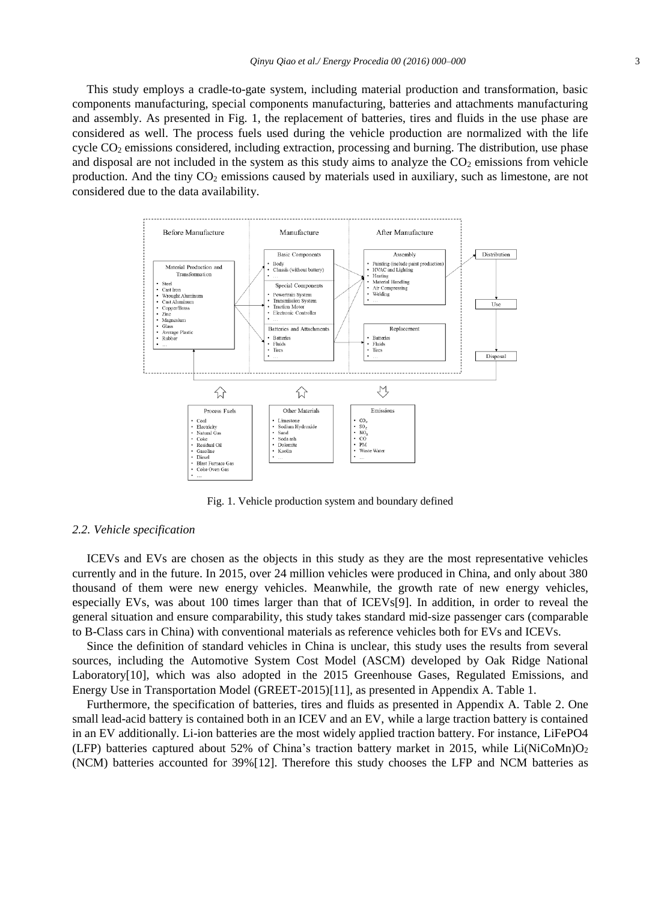This study employs a cradle-to-gate system, including material production and transformation, basic components manufacturing, special components manufacturing, batteries and attachments manufacturing and assembly. As presented in Fig. 1, the replacement of batteries, tires and fluids in the use phase are considered as well. The process fuels used during the vehicle production are normalized with the life cycle $CO_2$ emissions considered, including extraction, processing and burning. The distribution, use phase and disposal are not included in the system as this study aims to analyze the $CO_2$ emissions from vehicle production. And the tiny $CO_2$ emissions caused by materials used in auxiliary, such as limestone, are not considered due to the data availability.

Fig. 1. Vehicle production system and boundary defined

### 2.2. Vehicle specification

ICEVs and EVs are chosen as the objects in this study as they are the most representative vehicles currently and in the future. In 2015, over 24 million vehicles were produced in China, and only about 380 thousand of them were new energy vehicles. Meanwhile, the growth rate of new energy vehicles, especially EVs, was about 100 times larger than that of ICEVs[9]. In addition, in order to reveal the general situation and ensure comparability, this study takes standard mid-size passenger cars (comparable to B-Class cars in China) with conventional materials as reference vehicles both for EVs and ICEVs.

Since the definition of standard vehicles in China is unclear, this study uses the results from several sources, including the Automotive System Cost Model (ASCM) developed by Oak Ridge National Laboratory[10], which was also adopted in the 2015 Greenhouse Gases, Regulated Emissions, and Energy Use in Transportation Model (GREET-2015)[11], as presented in Appendix A. Table 1.

Furthermore, the specification of batteries, tires and fluids as presented in Appendix A. Table 2. One small lead-acid battery is contained both in an ICEV and an EV, while a large traction battery is contained in an EV additionally. Li-ion batteries are the most widely applied traction battery. For instance, $LiFePO_4$ (LFP) batteries captured about 52% of China's traction battery market in 2015, while $Li(NiCoMn)O_2$ (NCM) batteries accounted for 39%[12]. Therefore this study chooses the LFP and NCM batteries as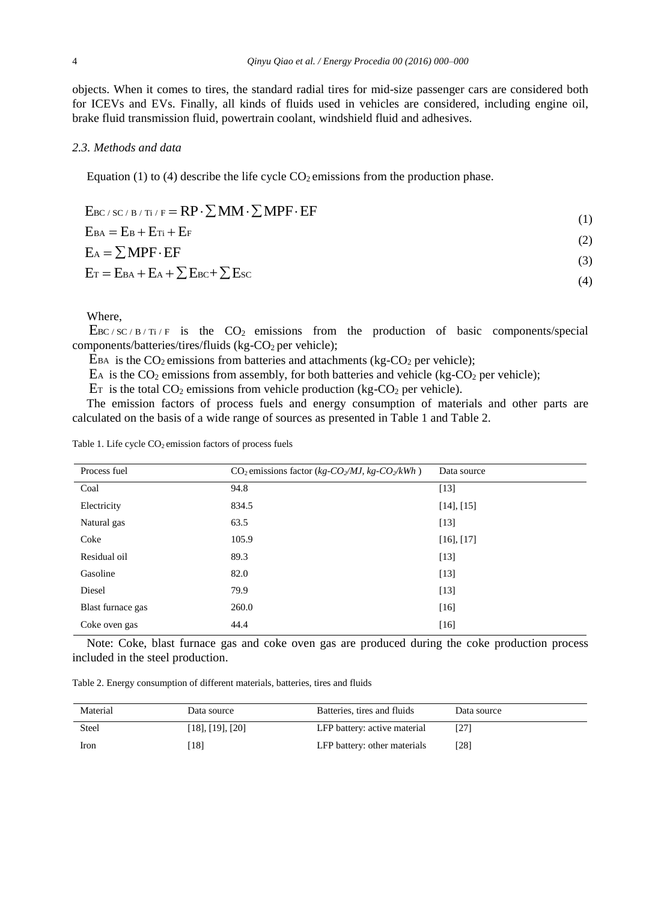objects. When it comes to tires, the standard radial tires for mid-size passenger cars are considered both for ICEVs and EVs. Finally, all kinds of fluids used in vehicles are considered, including engine oil, brake fluid transmission fluid, powertrain coolant, windshield fluid and adhesives.

### *2.3. Methods and data*

Equation (1) to (4) describe the life cycle $CO_2$ emissions from the production phase.

$$E_{BC/SC/B/Ti/F} = RP \cdot \sum MM \cdot \sum MPF \cdot EF \tag{1}$$

$$E_{BA} = E_B + E_{Ti} + E_F \tag{2}$$

$$E_A = \sum MPF \cdot EF \tag{3}$$

$$E_T = E_{BA} + E_A + \sum E_{BC} + \sum E_{SC} \tag{4}$$

Where,

$E_{BC/SC/B/Ti/F}$ is the $CO_2$ emissions from the production of basic components/special components/batteries/tires/fluids (kg-$CO_2$ per vehicle);

$E_{BA}$ is the $CO_2$ emissions from batteries and attachments (kg-$CO_2$ per vehicle);

$E_A$ is the $CO_2$ emissions from assembly, for both batteries and vehicle (kg-$CO_2$ per vehicle);

$E_T$ is the total $CO_2$ emissions from vehicle production (kg-$CO_2$ per vehicle).

The emission factors of process fuels and energy consumption of materials and other parts are calculated on the basis of a wide range of sources as presented in Table 1 and Table 2.

Table 1. Life cycle $CO_2$ emission factors of process fuels

| Process fuel | $CO_2$ emissions factor (*kg-$CO_2$/MJ, kg-$CO_2$/kWh*) | Data source |
|---|---|---|
| Coal | 94.8 | [13] |
| Electricity | 834.5 | [14], [15] |
| Natural gas | 63.5 | [13] |
| Coke | 105.9 | [16], [17] |
| Residual oil | 89.3 | [13] |
| Gasoline | 82.0 | [13] |
| Diesel | 79.9 | [13] |
| Blast furnace gas | 260.0 | [16] |
| Coke oven gas | 44.4 | [16] |

Note: Coke, blast furnace gas and coke oven gas are produced during the coke production process included in the steel production.

Table 2. Energy consumption of different materials, batteries, tires and fluids

| Material | Data source | Batteries, tires and fluids | Data source |
|---|---|---|---|
| Steel | [18], [19], [20] | LFP battery: active material | [27] |
| Iron | [18] | LFP battery: other materials | [28] |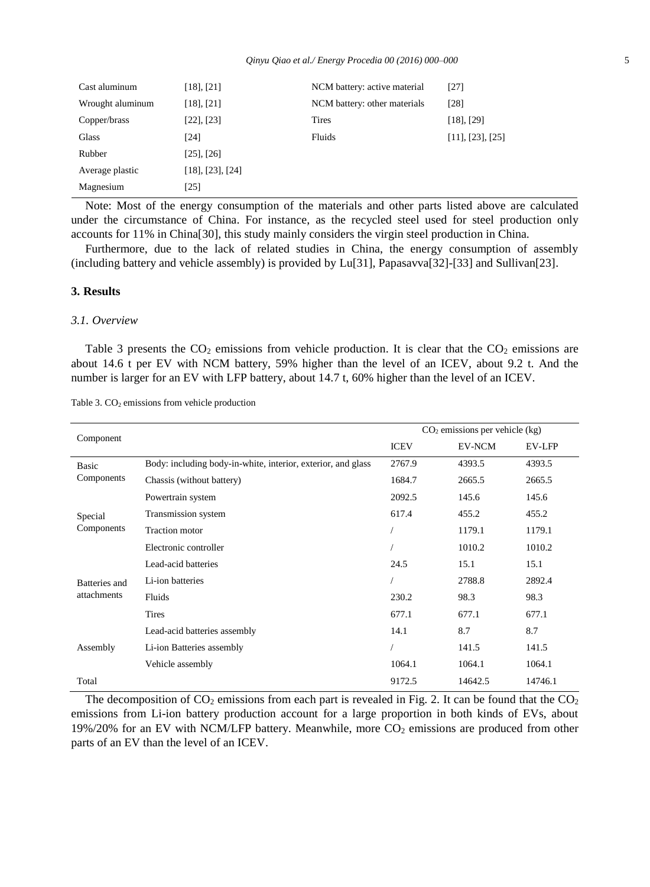| Cast aluminum | [18], [21] | NCM battery: active material | [27] |
| --- | --- | --- | --- |
| Wrought aluminum | [18], [21] | NCM battery: other materials | [28] |
| Copper/brass | [22], [23] | Tires | [18], [29] |
| Glass | [24] | Fluids | [11], [23], [25] |
| Rubber | [25], [26] | | |
| Average plastic | [18], [23], [24] | | |
| Magnesium | [25] | | |

Note: Most of the energy consumption of the materials and other parts listed above are calculated under the circumstance of China. For instance, as the recycled steel used for steel production only accounts for 11% in China[30], this study mainly considers the virgin steel production in China.

Furthermore, due to the lack of related studies in China, the energy consumption of assembly (including battery and vehicle assembly) is provided by Lu[31], Papasavva[32]-[33] and Sullivan[23].

## 3. Results

### *3.1. Overview*

Table 3 presents the $CO_2$ emissions from vehicle production. It is clear that the $CO_2$ emissions are about 14.6 t per EV with NCM battery, 59% higher than the level of an ICEV, about 9.2 t. And the number is larger for an EV with LFP battery, about 14.7 t, 60% higher than the level of an ICEV.

Table 3. $CO_2$ emissions from vehicle production

| Component | | $CO_2$ emissions per vehicle (kg) | | |
| --- | --- | --- | --- | --- |
| | | ICEV | EV-NCM | EV-LFP |
| Basic Components | Body: including body-in-white, interior, exterior, and glass | 2767.9 | 4393.5 | 4393.5 |
| | Chassis (without battery) | 1684.7 | 2665.5 | 2665.5 |
| Special Components | Powertrain system | 2092.5 | 145.6 | 145.6 |
| | Transmission system | 617.4 | 455.2 | 455.2 |
| | Traction motor | / | 1179.1 | 1179.1 |
| | Electronic controller | / | 1010.2 | 1010.2 |
| Batteries and attachments | Lead-acid batteries | 24.5 | 15.1 | 15.1 |
| | Li-ion batteries | / | 2788.8 | 2892.4 |
| | Fluids | 230.2 | 98.3 | 98.3 |
| | Tires | 677.1 | 677.1 | 677.1 |
| Assembly | Lead-acid batteries assembly | 14.1 | 8.7 | 8.7 |
| | Li-ion Batteries assembly | / | 141.5 | 141.5 |
| | Vehicle assembly | 1064.1 | 1064.1 | 1064.1 |
| Total | | 9172.5 | 14642.5 | 14746.1 |

The decomposition of $CO_2$ emissions from each part is revealed in Fig. 2. It can be found that the $CO_2$ emissions from Li-ion battery production account for a large proportion in both kinds of EVs, about 19%/20% for an EV with NCM/LFP battery. Meanwhile, more $CO_2$ emissions are produced from other parts of an EV than the level of an ICEV.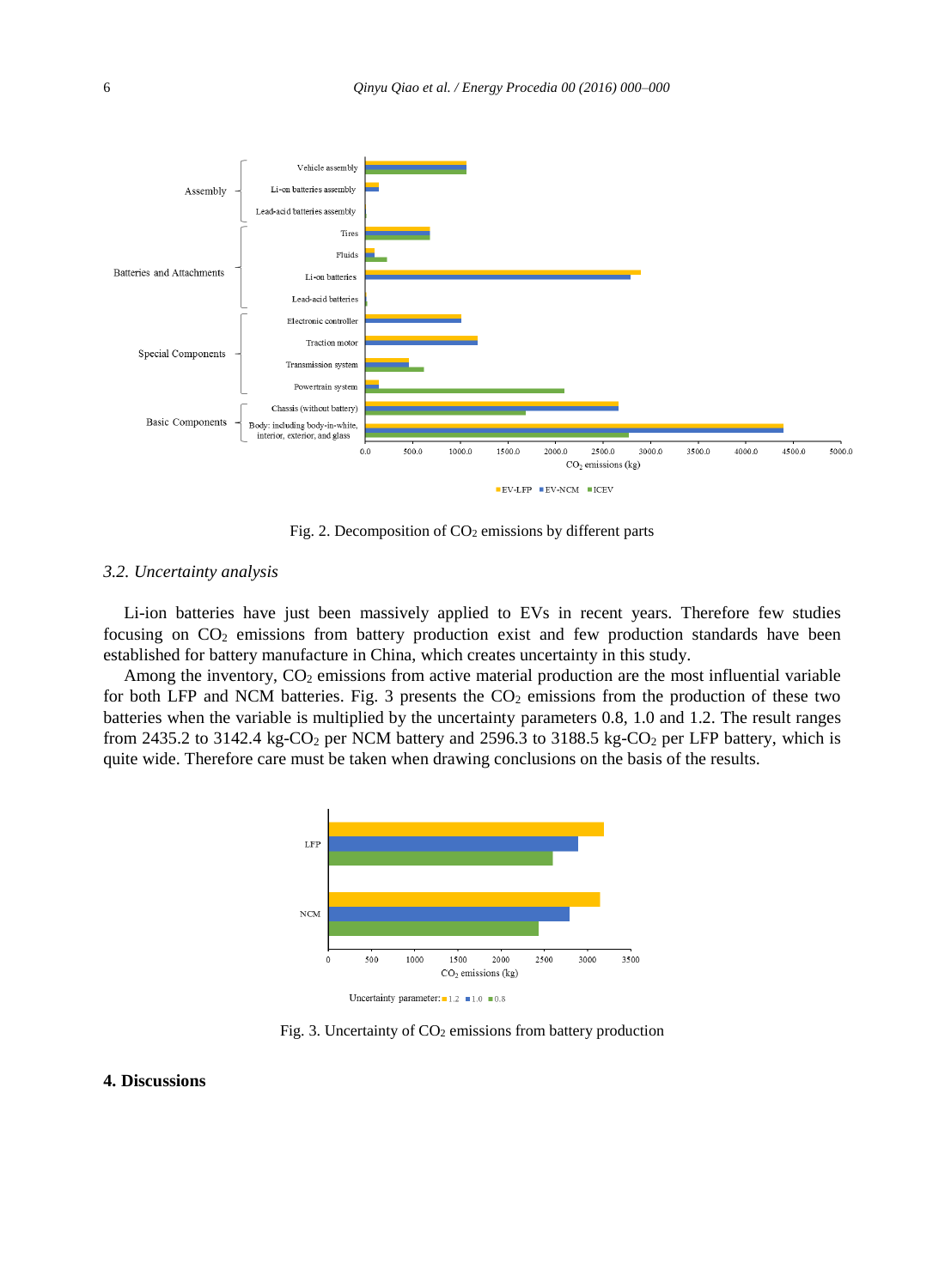Fig. 2. Decomposition of $CO_2$ emissions by different parts

### 3.2. Uncertainty analysis

Li-ion batteries have just been massively applied to EVs in recent years. Therefore few studies focusing on $CO_2$ emissions from battery production exist and few production standards have been established for battery manufacture in China, which creates uncertainty in this study.

Among the inventory, $CO_2$ emissions from active material production are the most influential variable for both LFP and NCM batteries. Fig. 3 presents the $CO_2$ emissions from the production of these two batteries when the variable is multiplied by the uncertainty parameters 0.8, 1.0 and 1.2. The result ranges from 2435.2 to 3142.4 kg-$CO_2$ per NCM battery and 2596.3 to 3188.5 kg-$CO_2$ per LFP battery, which is quite wide. Therefore care must be taken when drawing conclusions on the basis of the results.

Fig. 3. Uncertainty of $CO_2$ emissions from battery production

## 4. Discussions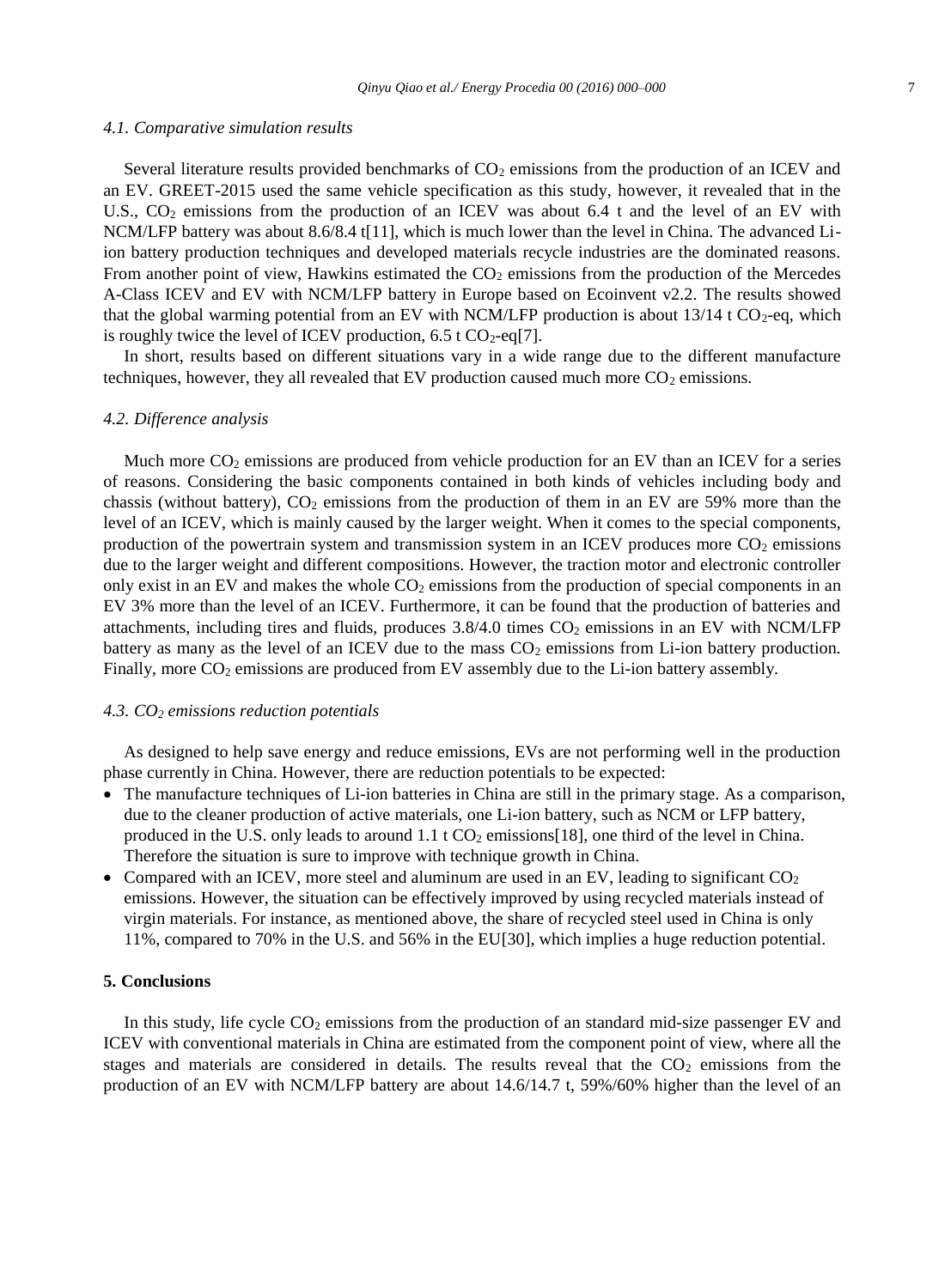### *4.1. Comparative simulation results*

Several literature results provided benchmarks of $CO_2$ emissions from the production of an ICEV and an EV. GREET-2015 used the same vehicle specification as this study, however, it revealed that in the U.S., $CO_2$ emissions from the production of an ICEV was about 6.4 t and the level of an EV with NCM/LFP battery was about 8.6/8.4 t[11], which is much lower than the level in China. The advanced Li-ion battery production techniques and developed materials recycle industries are the dominated reasons. From another point of view, Hawkins estimated the $CO_2$ emissions from the production of the Mercedes A-Class ICEV and EV with NCM/LFP battery in Europe based on Ecoinvent v2.2. The results showed that the global warming potential from an EV with NCM/LFP production is about 13/14 t $CO_2$-eq, which is roughly twice the level of ICEV production, 6.5 t $CO_2$-eq[7].

In short, results based on different situations vary in a wide range due to the different manufacture techniques, however, they all revealed that EV production caused much more $CO_2$ emissions.

### *4.2. Difference analysis*

Much more $CO_2$ emissions are produced from vehicle production for an EV than an ICEV for a series of reasons. Considering the basic components contained in both kinds of vehicles including body and chassis (without battery), $CO_2$ emissions from the production of them in an EV are 59% more than the level of an ICEV, which is mainly caused by the larger weight. When it comes to the special components, production of the powertrain system and transmission system in an ICEV produces more $CO_2$ emissions due to the larger weight and different compositions. However, the traction motor and electronic controller only exist in an EV and makes the whole $CO_2$ emissions from the production of special components in an EV 3% more than the level of an ICEV. Furthermore, it can be found that the production of batteries and attachments, including tires and fluids, produces 3.8/4.0 times $CO_2$ emissions in an EV with NCM/LFP battery as many as the level of an ICEV due to the mass $CO_2$ emissions from Li-ion battery production. Finally, more $CO_2$ emissions are produced from EV assembly due to the Li-ion battery assembly.

### *4.3. $CO_2$ emissions reduction potentials*

As designed to help save energy and reduce emissions, EVs are not performing well in the production phase currently in China. However, there are reduction potentials to be expected:

- The manufacture techniques of Li-ion batteries in China are still in the primary stage. As a comparison, due to the cleaner production of active materials, one Li-ion battery, such as NCM or LFP battery, produced in the U.S. only leads to around 1.1 t $CO_2$ emissions[18], one third of the level in China. Therefore the situation is sure to improve with technique growth in China.
- Compared with an ICEV, more steel and aluminum are used in an EV, leading to significant $CO_2$ emissions. However, the situation can be effectively improved by using recycled materials instead of virgin materials. For instance, as mentioned above, the share of recycled steel used in China is only 11%, compared to 70% in the U.S. and 56% in the EU[30], which implies a huge reduction potential.

## **5. Conclusions**

In this study, life cycle $CO_2$ emissions from the production of an standard mid-size passenger EV and ICEV with conventional materials in China are estimated from the component point of view, where all the stages and materials are considered in details. The results reveal that the $CO_2$ emissions from the production of an EV with NCM/LFP battery are about 14.6/14.7 t, 59%/60% higher than the level of an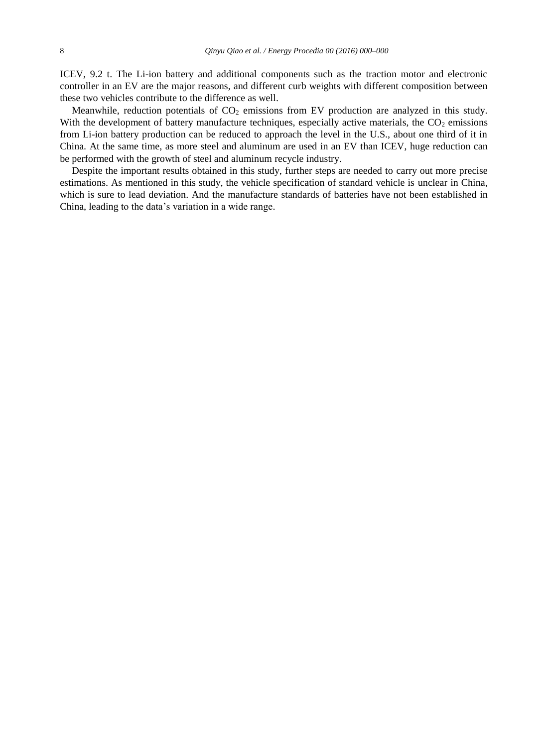ICEV, 9.2 t. The Li-ion battery and additional components such as the traction motor and electronic controller in an EV are the major reasons, and different curb weights with different composition between these two vehicles contribute to the difference as well.

Meanwhile, reduction potentials of $CO_2$ emissions from EV production are analyzed in this study. With the development of battery manufacture techniques, especially active materials, the $CO_2$ emissions from Li-ion battery production can be reduced to approach the level in the U.S., about one third of it in China. At the same time, as more steel and aluminum are used in an EV than ICEV, huge reduction can be performed with the growth of steel and aluminum recycle industry.

Despite the important results obtained in this study, further steps are needed to carry out more precise estimations. As mentioned in this study, the vehicle specification of standard vehicle is unclear in China, which is sure to lead deviation. And the manufacture standards of batteries have not been established in China, leading to the data's variation in a wide range.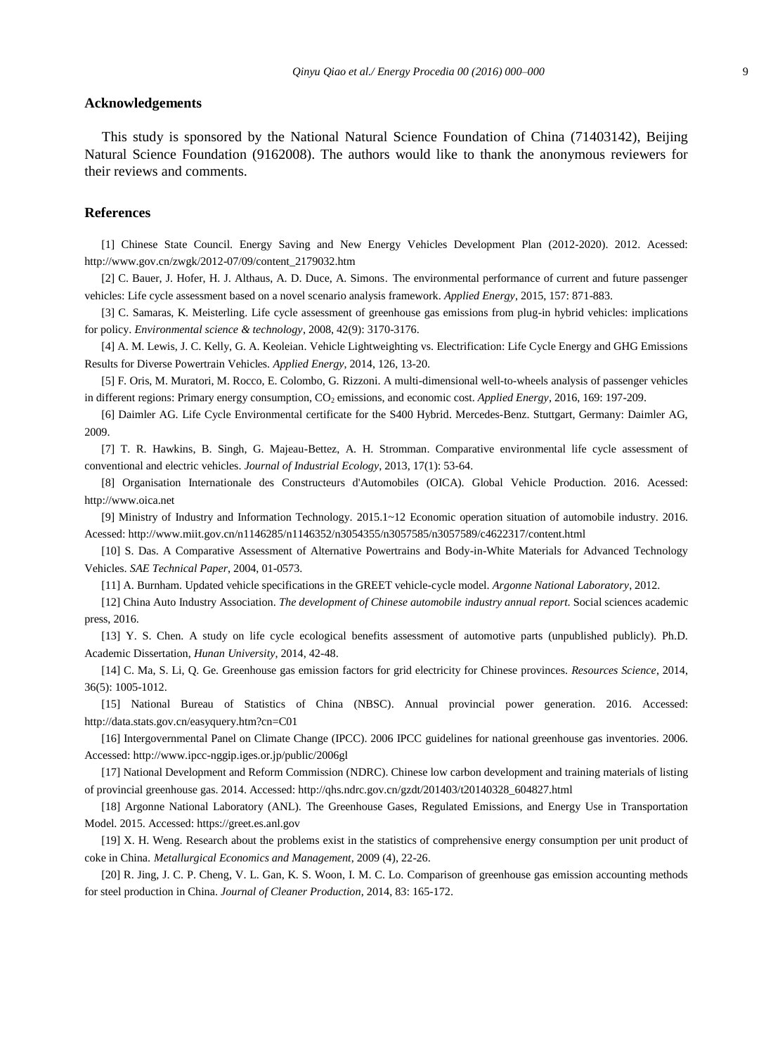## Acknowledgements

This study is sponsored by the National Natural Science Foundation of China (71403142), Beijing Natural Science Foundation (9162008). The authors would like to thank the anonymous reviewers for their reviews and comments.

## References

[1] Chinese State Council. Energy Saving and New Energy Vehicles Development Plan (2012-2020). 2012. Acessed: http://www.gov.cn/zwgk/2012-07/09/content_2179032.htm

[2] C. Bauer, J. Hofer, H. J. Althaus, A. D. Duce, A. Simons. The environmental performance of current and future passenger vehicles: Life cycle assessment based on a novel scenario analysis framework. *Applied Energy*, 2015, 157: 871-883.

[3] C. Samaras, K. Meisterling. Life cycle assessment of greenhouse gas emissions from plug-in hybrid vehicles: implications for policy. *Environmental science & technology*, 2008, 42(9): 3170-3176.

[4] A. M. Lewis, J. C. Kelly, G. A. Keoleian. Vehicle Lightweighting vs. Electrification: Life Cycle Energy and GHG Emissions Results for Diverse Powertrain Vehicles. *Applied Energy*, 2014, 126, 13-20.

[5] F. Oris, M. Muratori, M. Rocco, E. Colombo, G. Rizzoni. A multi-dimensional well-to-wheels analysis of passenger vehicles in different regions: Primary energy consumption, $CO_2$ emissions, and economic cost. *Applied Energy*, 2016, 169: 197-209.

[6] Daimler AG. Life Cycle Environmental certificate for the S400 Hybrid. Mercedes-Benz. Stuttgart, Germany: Daimler AG, 2009.

[7] T. R. Hawkins, B. Singh, G. Majeau-Bettez, A. H. Stromman. Comparative environmental life cycle assessment of conventional and electric vehicles. *Journal of Industrial Ecology*, 2013, 17(1): 53-64.

[8] Organisation Internationale des Constructeurs d'Automobiles (OICA). Global Vehicle Production. 2016. Acessed: http://www.oica.net

[9] Ministry of Industry and Information Technology. 2015.1~12 Economic operation situation of automobile industry. 2016. Acessed: http://www.miit.gov.cn/n1146285/n1146352/n3054355/n3057585/n3057589/c4622317/content.html

[10] S. Das. A Comparative Assessment of Alternative Powertrains and Body-in-White Materials for Advanced Technology Vehicles. *SAE Technical Paper*, 2004, 01-0573.

[11] A. Burnham. Updated vehicle specifications in the GREET vehicle-cycle model. *Argonne National Laboratory*, 2012.

[12] China Auto Industry Association. *The development of Chinese automobile industry annual report*. Social sciences academic press, 2016.

[13] Y. S. Chen. A study on life cycle ecological benefits assessment of automotive parts (unpublished publicly). Ph.D. Academic Dissertation, *Hunan University*, 2014, 42-48.

[14] C. Ma, S. Li, Q. Ge. Greenhouse gas emission factors for grid electricity for Chinese provinces. *Resources Science*, 2014, 36(5): 1005-1012.

[15] National Bureau of Statistics of China (NBSC). Annual provincial power generation. 2016. Accessed: http://data.stats.gov.cn/easyquery.htm?cn=C01

[16] Intergovernmental Panel on Climate Change (IPCC). 2006 IPCC guidelines for national greenhouse gas inventories. 2006. Accessed: http://www.ipcc-nggip.iges.or.jp/public/2006gl

[17] National Development and Reform Commission (NDRC). Chinese low carbon development and training materials of listing of provincial greenhouse gas. 2014. Accessed: http://qhs.ndrc.gov.cn/gzdt/201403/t20140328_604827.html

[18] Argonne National Laboratory (ANL). The Greenhouse Gases, Regulated Emissions, and Energy Use in Transportation Model. 2015. Accessed: https://greet.es.anl.gov

[19] X. H. Weng. Research about the problems exist in the statistics of comprehensive energy consumption per unit product of coke in China. *Metallurgical Economics and Management*, 2009 (4), 22-26.

[20] R. Jing, J. C. P. Cheng, V. L. Gan, K. S. Woon, I. M. C. Lo. Comparison of greenhouse gas emission accounting methods for steel production in China. *Journal of Cleaner Production*, 2014, 83: 165-172.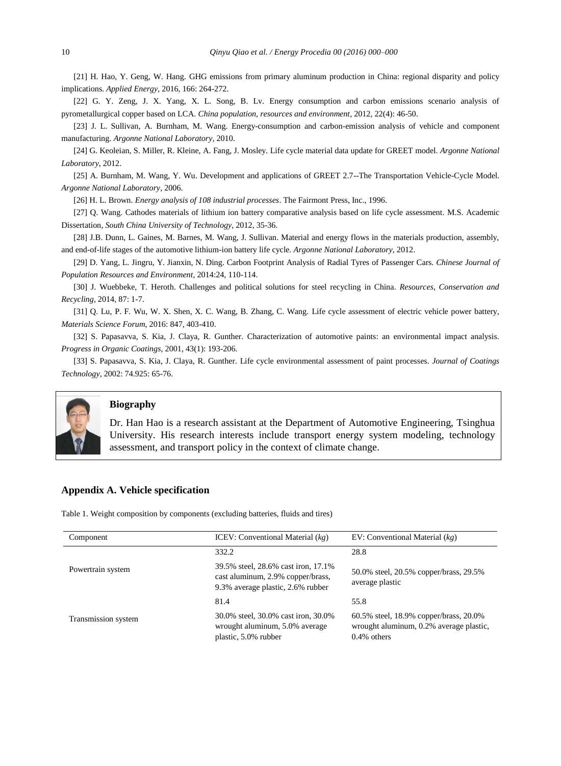[21] H. Hao, Y. Geng, W. Hang. GHG emissions from primary aluminum production in China: regional disparity and policy implications. *Applied Energy*, 2016, 166: 264-272.

[22] G. Y. Zeng, J. X. Yang, X. L. Song, B. Lv. Energy consumption and carbon emissions scenario analysis of pyrometallurgical copper based on LCA. *China population, resources and environment*, 2012, 22(4): 46-50.

[23] J. L. Sullivan, A. Burnham, M. Wang. Energy-consumption and carbon-emission analysis of vehicle and component manufacturing. *Argonne National Laboratory*, 2010.

[24] G. Keoleian, S. Miller, R. Kleine, A. Fang, J. Mosley. Life cycle material data update for GREET model. *Argonne National Laboratory*, 2012.

[25] A. Burnham, M. Wang, Y. Wu. Development and applications of GREET 2.7--The Transportation Vehicle-Cycle Model. *Argonne National Laboratory*, 2006.

[26] H. L. Brown. *Energy analysis of 108 industrial processes*. The Fairmont Press, Inc., 1996.

[27] Q. Wang. Cathodes materials of lithium ion battery comparative analysis based on life cycle assessment. M.S. Academic Dissertation, *South China University of Technology*, 2012, 35-36.

[28] J.B. Dunn, L. Gaines, M. Barnes, M. Wang, J. Sullivan. Material and energy flows in the materials production, assembly, and end-of-life stages of the automotive lithium-ion battery life cycle. *Argonne National Laboratory*, 2012.

[29] D. Yang, L. Jingru, Y. Jianxin, N. Ding. Carbon Footprint Analysis of Radial Tyres of Passenger Cars. *Chinese Journal of Population Resources and Environment*, 2014:24, 110-114.

[30] J. Wuebbeke, T. Heroth. Challenges and political solutions for steel recycling in China. *Resources, Conservation and Recycling*, 2014, 87: 1-7.

[31] Q. Lu, P. F. Wu, W. X. Shen, X. C. Wang, B. Zhang, C. Wang. Life cycle assessment of electric vehicle power battery, *Materials Science Forum*, 2016: 847, 403-410.

[32] S. Papasavva, S. Kia, J. Claya, R. Gunther. Characterization of automotive paints: an environmental impact analysis. *Progress in Organic Coatings*, 2001, 43(1): 193-206.

[33] S. Papasavva, S. Kia, J. Claya, R. Gunther. Life cycle environmental assessment of paint processes. *Journal of Coatings Technology*, 2002: 74.925: 65-76.

**Biography**

Dr. Han Hao is a research assistant at the Department of Automotive Engineering, Tsinghua University. His research interests include transport energy system modeling, technology assessment, and transport policy in the context of climate change.

## Appendix A. Vehicle specification

Table 1. Weight composition by components (excluding batteries, fluids and tires)

| Component | ICEV: Conventional Material (*kg*) | EV: Conventional Material (*kg*) |
|---|---|---|
| Powertrain system | 332.2<br>39.5% steel, 28.6% cast iron, 17.1% cast aluminum, 2.9% copper/brass, 9.3% average plastic, 2.6% rubber | 28.8<br>50.0% steel, 20.5% copper/brass, 29.5% average plastic |
| Transmission system | 81.4<br>30.0% steel, 30.0% cast iron, 30.0% wrought aluminum, 5.0% average plastic, 5.0% rubber | 55.8<br>60.5% steel, 18.9% copper/brass, 20.0% wrought aluminum, 0.2% average plastic, 0.4% others |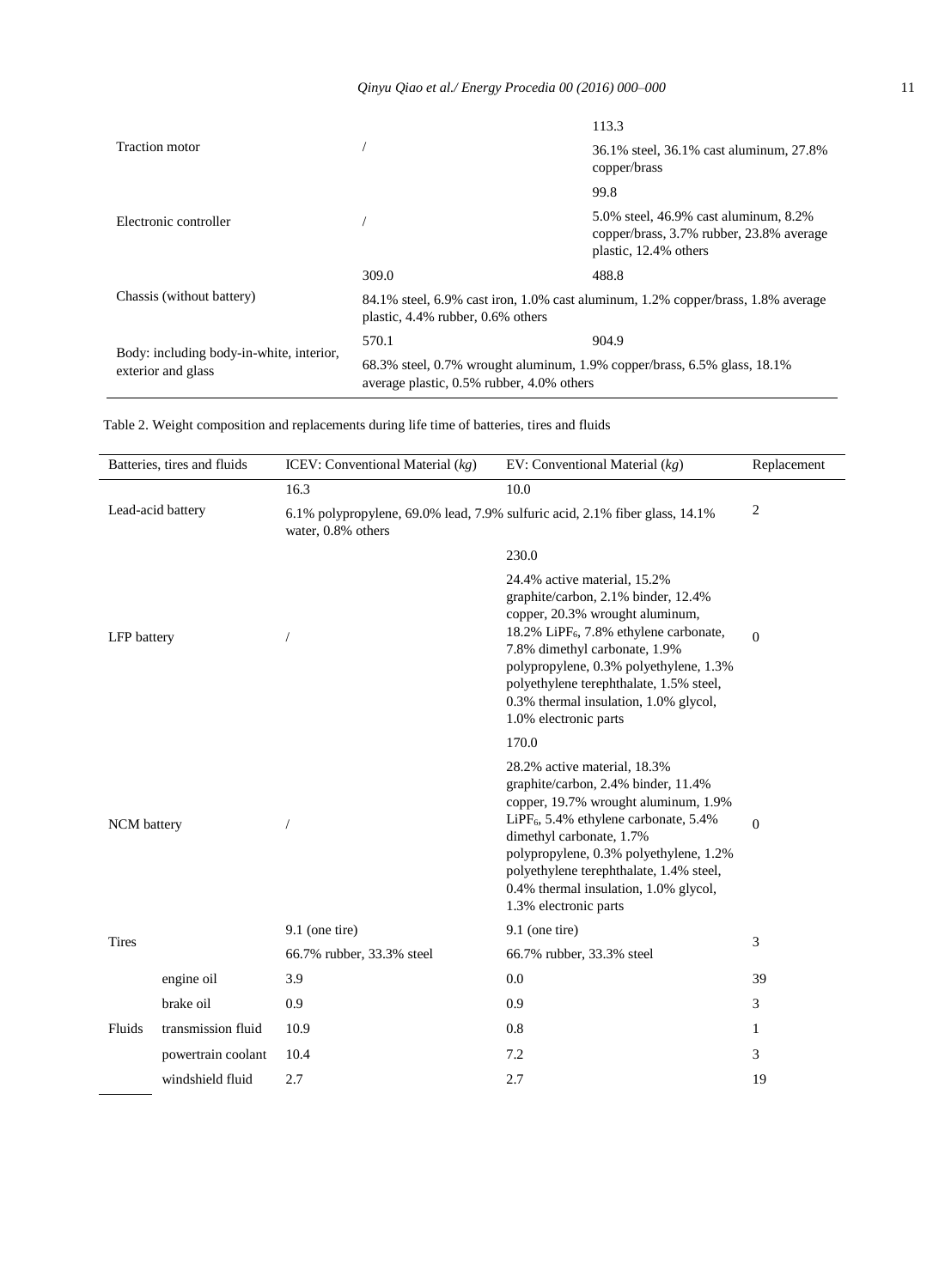| | | |
|---|---|---|
| Traction motor | / | 113.3<br>36.1% steel, 36.1% cast aluminum, 27.8% copper/brass |
| Electronic controller | / | 99.8<br>5.0% steel, 46.9% cast aluminum, 8.2% copper/brass, 3.7% rubber, 23.8% average plastic, 12.4% others |
| Chassis (without battery) | 309.0 | 488.8 |
| | 84.1% steel, 6.9% cast iron, 1.0% cast aluminum, 1.2% copper/brass, 1.8% average plastic, 4.4% rubber, 0.6% others | |
| Body: including body-in-white, interior, exterior and glass | 570.1 | 904.9 |
| | 68.3% steel, 0.7% wrought aluminum, 1.9% copper/brass, 6.5% glass, 18.1% average plastic, 0.5% rubber, 4.0% others | |

Table 2. Weight composition and replacements during life time of batteries, tires and fluids

| Batteries, tires and fluids | | ICEV: Conventional Material (*kg*) | EV: Conventional Material (*kg*) | Replacement |
|---|---|---|---|---|
| Lead-acid battery | | 16.3 | 10.0 | 2 |
| | | 6.1% polypropylene, 69.0% lead, 7.9% sulfuric acid, 2.1% fiber glass, 14.1% water, 0.8% others | | |
| LFP battery | | / | 230.0<br>24.4% active material, 15.2% graphite/carbon, 2.1% binder, 12.4% copper, 20.3% wrought aluminum, 18.2% $LiPF_6$, 7.8% ethylene carbonate, 7.8% dimethyl carbonate, 1.9% polypropylene, 0.3% polyethylene, 1.3% polyethylene terephthalate, 1.5% steel, 0.3% thermal insulation, 1.0% glycol, 1.0% electronic parts | 0 |
| NCM battery | | / | 170.0<br>28.2% active material, 18.3% graphite/carbon, 2.4% binder, 11.4% copper, 19.7% wrought aluminum, 1.9% $LiPF_6$, 5.4% ethylene carbonate, 5.4% dimethyl carbonate, 1.7% polypropylene, 0.3% polyethylene, 1.2% polyethylene terephthalate, 1.4% steel, 0.4% thermal insulation, 1.0% glycol, 1.3% electronic parts | 0 |
| Tires | | 9.1 (one tire)<br>66.7% rubber, 33.3% steel | 9.1 (one tire)<br>66.7% rubber, 33.3% steel | 3 |
| Fluids | engine oil | 3.9 | 0.0 | 39 |
| | brake oil | 0.9 | 0.9 | 3 |
| | transmission fluid | 10.9 | 0.8 | 1 |
| | powertrain coolant | 10.4 | 7.2 | 3 |
| | windshield fluid | 2.7 | 2.7 | 19 |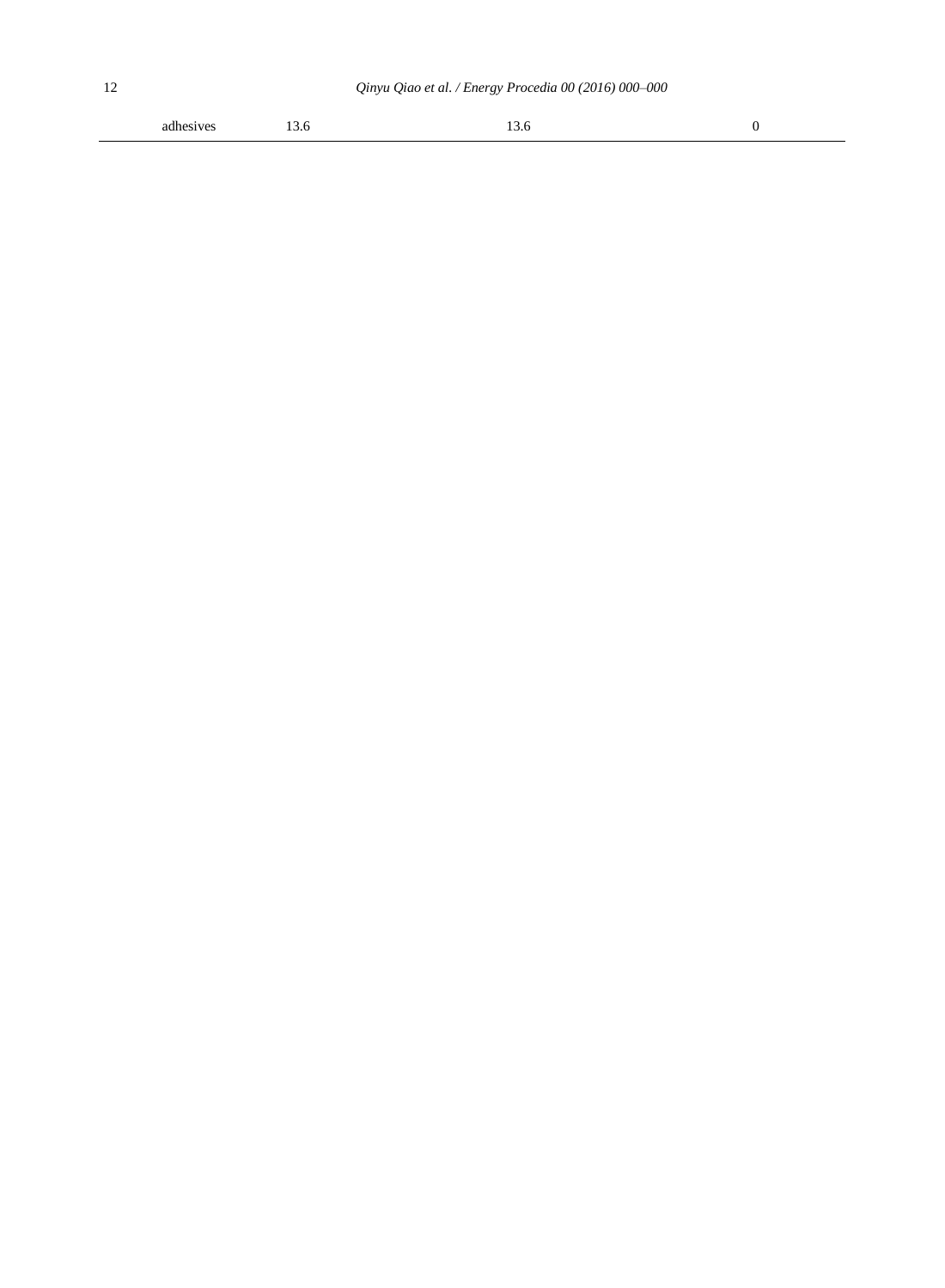| | | | |
|---|---|---|---|
| adhesives | 13.6 | 13.6 | 0 |